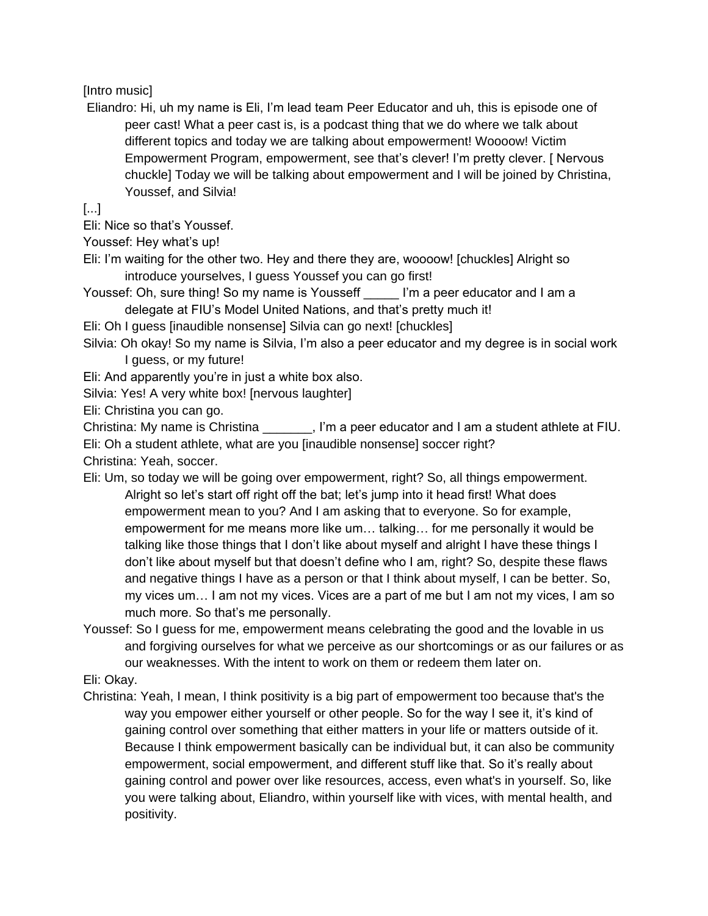[Intro music]

Eliandro: Hi, uh my name is Eli, I'm lead team Peer Educator and uh, this is episode one of peer cast! What a peer cast is, is a podcast thing that we do where we talk about different topics and today we are talking about empowerment! Woooow! Victim Empowerment Program, empowerment, see that's clever! I'm pretty clever. [ Nervous chuckle] Today we will be talking about empowerment and I will be joined by Christina, Youssef, and Silvia!

[...]

Eli: Nice so that's Youssef.

Youssef: Hey what's up!

Eli: I'm waiting for the other two. Hey and there they are, woooow! [chuckles] Alright so introduce yourselves, I guess Youssef you can go first!

Youssef: Oh, sure thing! So my name is Yousseff _____ I'm a peer educator and I am a delegate at FIU's Model United Nations, and that's pretty much it!

Eli: Oh I guess [inaudible nonsense] Silvia can go next! [chuckles]

Silvia: Oh okay! So my name is Silvia, I'm also a peer educator and my degree is in social work I guess, or my future!

Eli: And apparently you're in just a white box also.

Silvia: Yes! A very white box! [nervous laughter]

Eli: Christina you can go.

Christina: My name is Christina _______, I'm a peer educator and I am a student athlete at FIU.

Eli: Oh a student athlete, what are you [inaudible nonsense] soccer right?

Christina: Yeah, soccer.

Eli: Um, so today we will be going over empowerment, right? So, all things empowerment. Alright so let's start off right off the bat; let's jump into it head first! What does empowerment mean to you? And I am asking that to everyone. So for example, empowerment for me means more like um… talking… for me personally it would be talking like those things that I don't like about myself and alright I have these things I don't like about myself but that doesn't define who I am, right? So, despite these flaws and negative things I have as a person or that I think about myself, I can be better. So, my vices um… I am not my vices. Vices are a part of me but I am not my vices, I am so much more. So that's me personally.

Youssef: So I guess for me, empowerment means celebrating the good and the lovable in us and forgiving ourselves for what we perceive as our shortcomings or as our failures or as our weaknesses. With the intent to work on them or redeem them later on.

Eli: Okay.

Christina: Yeah, I mean, I think positivity is a big part of empowerment too because that's the way you empower either yourself or other people. So for the way I see it, it's kind of gaining control over something that either matters in your life or matters outside of it. Because I think empowerment basically can be individual but, it can also be community empowerment, social empowerment, and different stuff like that. So it's really about gaining control and power over like resources, access, even what's in yourself. So, like you were talking about, Eliandro, within yourself like with vices, with mental health, and positivity.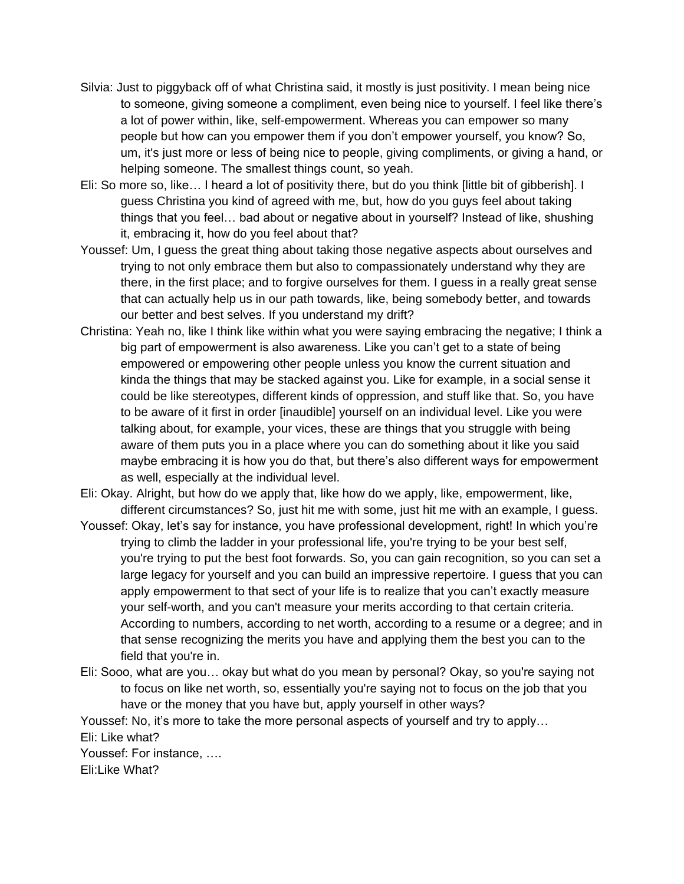Silvia: Just to piggyback off of what Christina said, it mostly is just positivity. I mean being nice to someone, giving someone a compliment, even being nice to yourself. I feel like there's a lot of power within, like, self-empowerment. Whereas you can empower so many people but how can you empower them if you don't empower yourself, you know? So, um, it's just more or less of being nice to people, giving compliments, or giving a hand, or helping someone. The smallest things count, so yeah.

Eli: So more so, like… I heard a lot of positivity there, but do you think [little bit of gibberish]. I guess Christina you kind of agreed with me, but, how do you guys feel about taking things that you feel… bad about or negative about in yourself? Instead of like, shushing it, embracing it, how do you feel about that?

Youssef: Um, I guess the great thing about taking those negative aspects about ourselves and trying to not only embrace them but also to compassionately understand why they are there, in the first place; and to forgive ourselves for them. I guess in a really great sense that can actually help us in our path towards, like, being somebody better, and towards our better and best selves. If you understand my drift?

Christina: Yeah no, like I think like within what you were saying embracing the negative; I think a big part of empowerment is also awareness. Like you can't get to a state of being empowered or empowering other people unless you know the current situation and kinda the things that may be stacked against you. Like for example, in a social sense it could be like stereotypes, different kinds of oppression, and stuff like that. So, you have to be aware of it first in order [inaudible] yourself on an individual level. Like you were talking about, for example, your vices, these are things that you struggle with being aware of them puts you in a place where you can do something about it like you said maybe embracing it is how you do that, but there's also different ways for empowerment as well, especially at the individual level.

Eli: Okay. Alright, but how do we apply that, like how do we apply, like, empowerment, like, different circumstances? So, just hit me with some, just hit me with an example, I guess.

Youssef: Okay, let's say for instance, you have professional development, right! In which you're trying to climb the ladder in your professional life, you're trying to be your best self, you're trying to put the best foot forwards. So, you can gain recognition, so you can set a large legacy for yourself and you can build an impressive repertoire. I guess that you can apply empowerment to that sect of your life is to realize that you can't exactly measure your self-worth, and you can't measure your merits according to that certain criteria. According to numbers, according to net worth, according to a resume or a degree; and in that sense recognizing the merits you have and applying them the best you can to the field that you're in.

Eli: Sooo, what are you… okay but what do you mean by personal? Okay, so you're saying not to focus on like net worth, so, essentially you're saying not to focus on the job that you have or the money that you have but, apply yourself in other ways?

Youssef: No, it's more to take the more personal aspects of yourself and try to apply…

Eli: Like what?

Youssef: For instance, ….

Eli:Like What?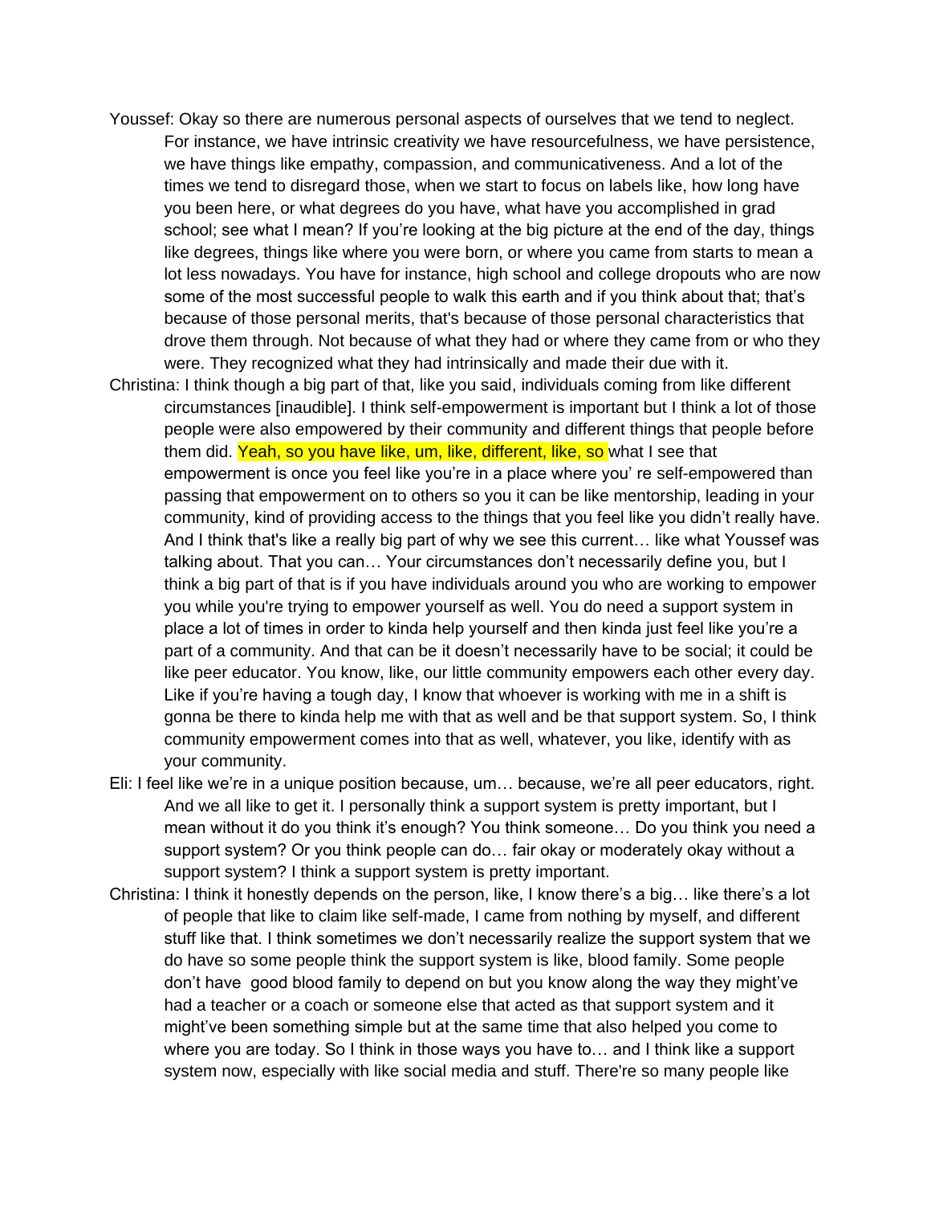Youssef: Okay so there are numerous personal aspects of ourselves that we tend to neglect. For instance, we have intrinsic creativity we have resourcefulness, we have persistence, we have things like empathy, compassion, and communicativeness. And a lot of the times we tend to disregard those, when we start to focus on labels like, how long have you been here, or what degrees do you have, what have you accomplished in grad school; see what I mean? If you're looking at the big picture at the end of the day, things like degrees, things like where you were born, or where you came from starts to mean a lot less nowadays. You have for instance, high school and college dropouts who are now some of the most successful people to walk this earth and if you think about that; that's because of those personal merits, that's because of those personal characteristics that drove them through. Not because of what they had or where they came from or who they were. They recognized what they had intrinsically and made their due with it.

Christina: I think though a big part of that, like you said, individuals coming from like different circumstances [inaudible]. I think self-empowerment is important but I think a lot of those people were also empowered by their community and different things that people before them did. Yeah, so you have like, um, like, different, like, so what I see that empowerment is once you feel like you're in a place where you' re self-empowered than passing that empowerment on to others so you it can be like mentorship, leading in your community, kind of providing access to the things that you feel like you didn't really have. And I think that's like a really big part of why we see this current… like what Youssef was talking about. That you can… Your circumstances don't necessarily define you, but I think a big part of that is if you have individuals around you who are working to empower you while you're trying to empower yourself as well. You do need a support system in place a lot of times in order to kinda help yourself and then kinda just feel like you're a part of a community. And that can be it doesn't necessarily have to be social; it could be like peer educator. You know, like, our little community empowers each other every day. Like if you're having a tough day, I know that whoever is working with me in a shift is gonna be there to kinda help me with that as well and be that support system. So, I think community empowerment comes into that as well, whatever, you like, identify with as your community.

Eli: I feel like we're in a unique position because, um… because, we're all peer educators, right. And we all like to get it. I personally think a support system is pretty important, but I mean without it do you think it's enough? You think someone… Do you think you need a support system? Or you think people can do… fair okay or moderately okay without a support system? I think a support system is pretty important.

Christina: I think it honestly depends on the person, like, I know there's a big… like there's a lot of people that like to claim like self-made, I came from nothing by myself, and different stuff like that. I think sometimes we don't necessarily realize the support system that we do have so some people think the support system is like, blood family. Some people don't have good blood family to depend on but you know along the way they might've had a teacher or a coach or someone else that acted as that support system and it might've been something simple but at the same time that also helped you come to where you are today. So I think in those ways you have to… and I think like a support system now, especially with like social media and stuff. There're so many people like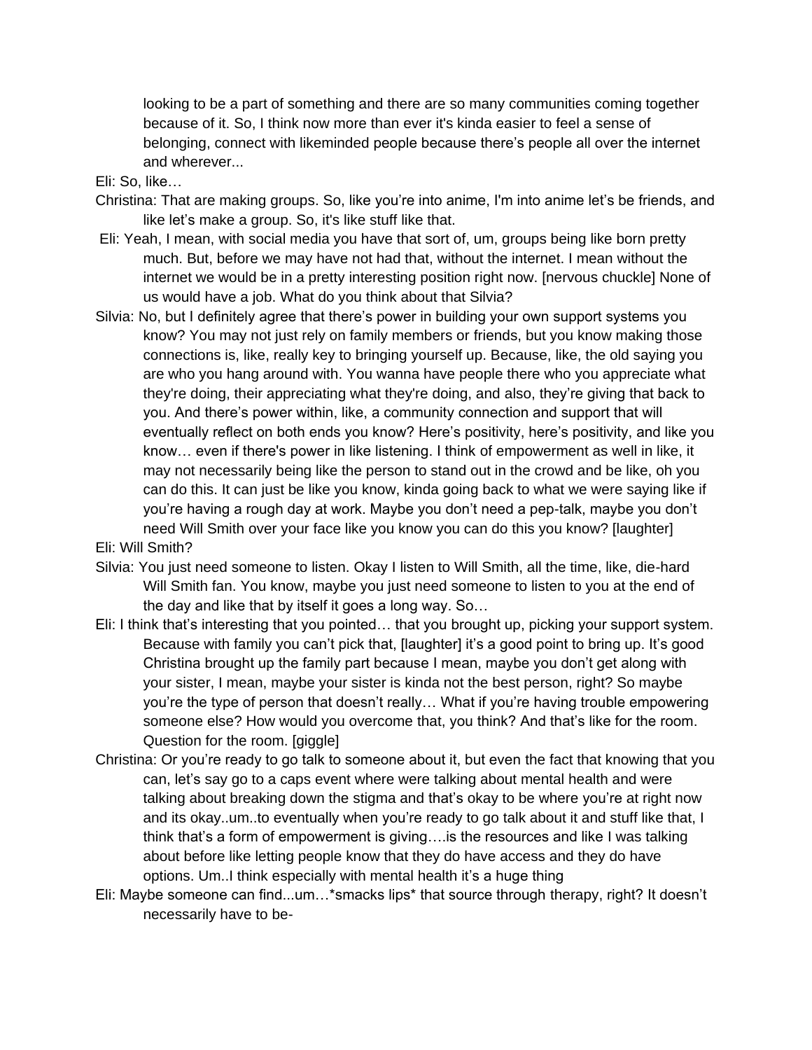looking to be a part of something and there are so many communities coming together because of it. So, I think now more than ever it's kinda easier to feel a sense of belonging, connect with likeminded people because there's people all over the internet and wherever...

Eli: So, like…

Christina: That are making groups. So, like you're into anime, I'm into anime let's be friends, and like let's make a group. So, it's like stuff like that.

Eli: Yeah, I mean, with social media you have that sort of, um, groups being like born pretty much. But, before we may have not had that, without the internet. I mean without the internet we would be in a pretty interesting position right now. [nervous chuckle] None of us would have a job. What do you think about that Silvia?

Silvia: No, but I definitely agree that there's power in building your own support systems you know? You may not just rely on family members or friends, but you know making those connections is, like, really key to bringing yourself up. Because, like, the old saying you are who you hang around with. You wanna have people there who you appreciate what they're doing, their appreciating what they're doing, and also, they're giving that back to you. And there's power within, like, a community connection and support that will eventually reflect on both ends you know? Here's positivity, here's positivity, and like you know… even if there's power in like listening. I think of empowerment as well in like, it may not necessarily being like the person to stand out in the crowd and be like, oh you can do this. It can just be like you know, kinda going back to what we were saying like if you're having a rough day at work. Maybe you don't need a pep-talk, maybe you don't need Will Smith over your face like you know you can do this you know? [laughter]

Eli: Will Smith?

Silvia: You just need someone to listen. Okay I listen to Will Smith, all the time, like, die-hard Will Smith fan. You know, maybe you just need someone to listen to you at the end of the day and like that by itself it goes a long way. So…

Eli: I think that's interesting that you pointed… that you brought up, picking your support system. Because with family you can't pick that, [laughter] it's a good point to bring up. It's good Christina brought up the family part because I mean, maybe you don't get along with your sister, I mean, maybe your sister is kinda not the best person, right? So maybe you're the type of person that doesn't really… What if you're having trouble empowering someone else? How would you overcome that, you think? And that's like for the room. Question for the room. [giggle]

Christina: Or you're ready to go talk to someone about it, but even the fact that knowing that you can, let's say go to a caps event where were talking about mental health and were talking about breaking down the stigma and that's okay to be where you're at right now and its okay..um..to eventually when you're ready to go talk about it and stuff like that, I think that's a form of empowerment is giving….is the resources and like I was talking about before like letting people know that they do have access and they do have options. Um..I think especially with mental health it's a huge thing

Eli: Maybe someone can find...um…*smacks lips* that source through therapy, right? It doesn't necessarily have to be-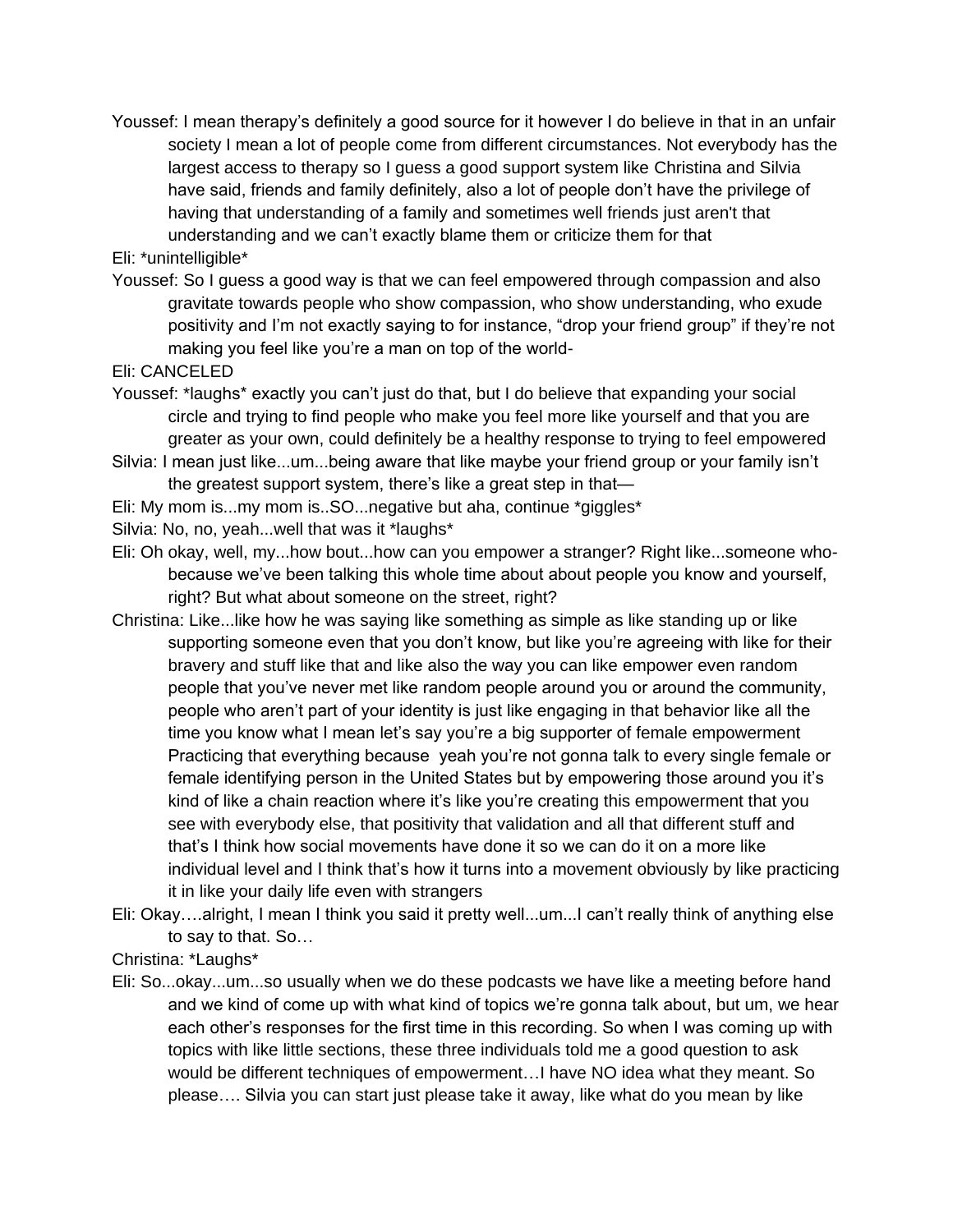Youssef: I mean therapy's definitely a good source for it however I do believe in that in an unfair society I mean a lot of people come from different circumstances. Not everybody has the largest access to therapy so I guess a good support system like Christina and Silvia have said, friends and family definitely, also a lot of people don't have the privilege of having that understanding of a family and sometimes well friends just aren't that understanding and we can't exactly blame them or criticize them for that

Eli: *unintelligible*

Youssef: So I guess a good way is that we can feel empowered through compassion and also gravitate towards people who show compassion, who show understanding, who exude positivity and I'm not exactly saying to for instance, "drop your friend group" if they're not making you feel like you're a man on top of the world-

Eli: CANCELED

Youssef: *laughs* exactly you can't just do that, but I do believe that expanding your social circle and trying to find people who make you feel more like yourself and that you are greater as your own, could definitely be a healthy response to trying to feel empowered

Silvia: I mean just like...um...being aware that like maybe your friend group or your family isn't the greatest support system, there's like a great step in that—

Eli: My mom is...my mom is..SO...negative but aha, continue *giggles*

Silvia: No, no, yeah...well that was it *laughs*

Eli: Oh okay, well, my...how bout...how can you empower a stranger? Right like...someone who- because we've been talking this whole time about about people you know and yourself, right? But what about someone on the street, right?

Christina: Like...like how he was saying like something as simple as like standing up or like supporting someone even that you don't know, but like you're agreeing with like for their bravery and stuff like that and like also the way you can like empower even random people that you've never met like random people around you or around the community, people who aren't part of your identity is just like engaging in that behavior like all the time you know what I mean let's say you're a big supporter of female empowerment Practicing that everything because yeah you're not gonna talk to every single female or female identifying person in the United States but by empowering those around you it's kind of like a chain reaction where it's like you're creating this empowerment that you see with everybody else, that positivity that validation and all that different stuff and that's I think how social movements have done it so we can do it on a more like individual level and I think that's how it turns into a movement obviously by like practicing it in like your daily life even with strangers

Eli: Okay….alright, I mean I think you said it pretty well...um...I can't really think of anything else to say to that. So…

Christina: *Laughs*

Eli: So...okay...um...so usually when we do these podcasts we have like a meeting before hand and we kind of come up with what kind of topics we're gonna talk about, but um, we hear each other's responses for the first time in this recording. So when I was coming up with topics with like little sections, these three individuals told me a good question to ask would be different techniques of empowerment…I have NO idea what they meant. So please…. Silvia you can start just please take it away, like what do you mean by like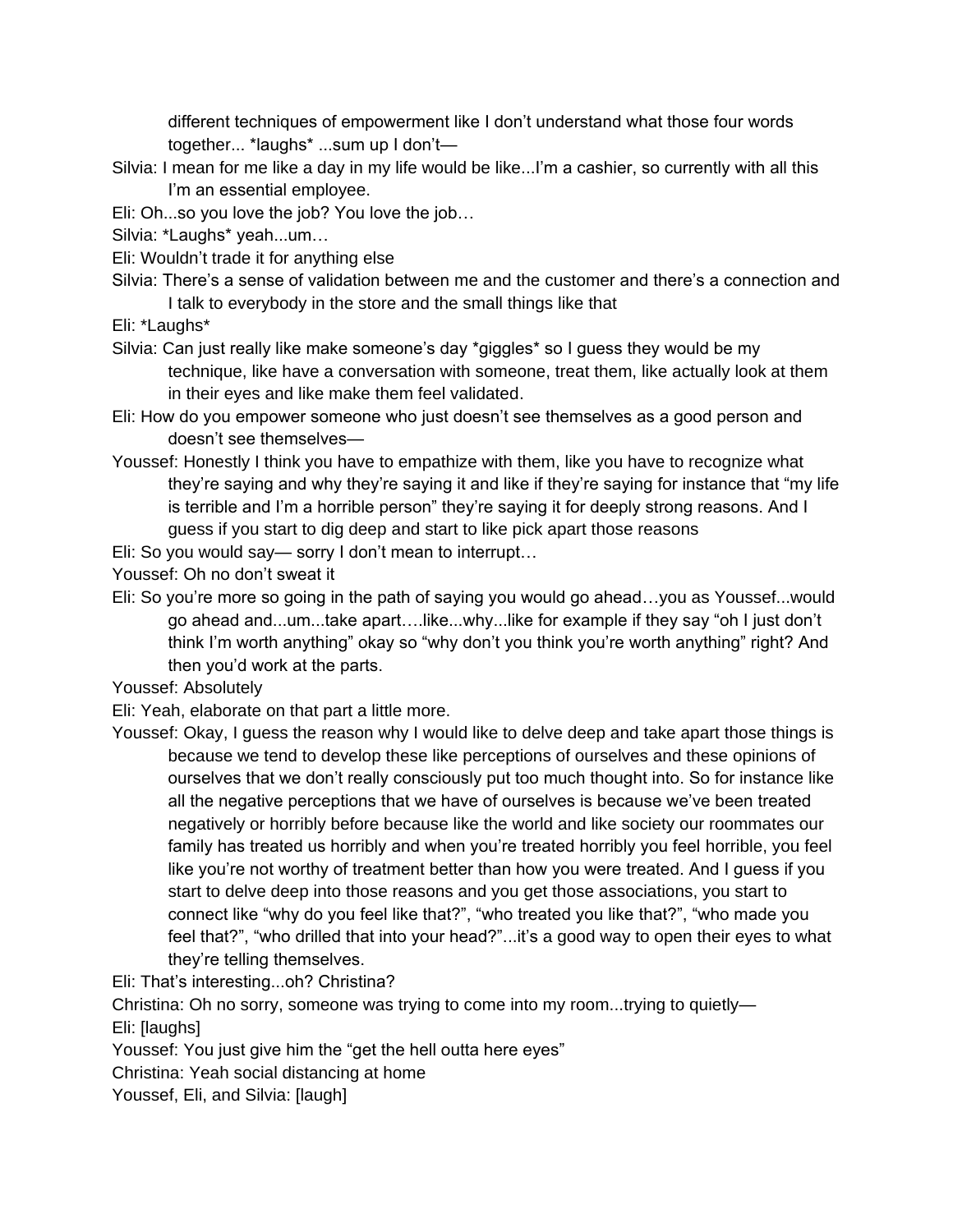different techniques of empowerment like I don't understand what those four words together... *laughs* ...sum up I don't—

Silvia: I mean for me like a day in my life would be like...I'm a cashier, so currently with all this I'm an essential employee.

Eli: Oh...so you love the job? You love the job…

Silvia: *Laughs* yeah...um…

Eli: Wouldn't trade it for anything else

Silvia: There's a sense of validation between me and the customer and there's a connection and I talk to everybody in the store and the small things like that

Eli: *Laughs*

Silvia: Can just really like make someone's day *giggles* so I guess they would be my technique, like have a conversation with someone, treat them, like actually look at them in their eyes and like make them feel validated.

Eli: How do you empower someone who just doesn't see themselves as a good person and doesn't see themselves—

Youssef: Honestly I think you have to empathize with them, like you have to recognize what they're saying and why they're saying it and like if they're saying for instance that "my life is terrible and I'm a horrible person" they're saying it for deeply strong reasons. And I guess if you start to dig deep and start to like pick apart those reasons

Eli: So you would say— sorry I don't mean to interrupt…

Youssef: Oh no don't sweat it

Eli: So you're more so going in the path of saying you would go ahead…you as Youssef...would go ahead and...um...take apart….like...why...like for example if they say "oh I just don't think I'm worth anything" okay so "why don't you think you're worth anything" right? And then you'd work at the parts.

Youssef: Absolutely

Eli: Yeah, elaborate on that part a little more.

Youssef: Okay, I guess the reason why I would like to delve deep and take apart those things is because we tend to develop these like perceptions of ourselves and these opinions of ourselves that we don't really consciously put too much thought into. So for instance like all the negative perceptions that we have of ourselves is because we've been treated negatively or horribly before because like the world and like society our roommates our family has treated us horribly and when you're treated horribly you feel horrible, you feel like you're not worthy of treatment better than how you were treated. And I guess if you start to delve deep into those reasons and you get those associations, you start to connect like "why do you feel like that?", "who treated you like that?", "who made you feel that?", "who drilled that into your head?"...it's a good way to open their eyes to what they're telling themselves.

Eli: That's interesting...oh? Christina?

Christina: Oh no sorry, someone was trying to come into my room...trying to quietly—

Eli: [laughs]

Youssef: You just give him the "get the hell outta here eyes"

Christina: Yeah social distancing at home

Youssef, Eli, and Silvia: [laugh]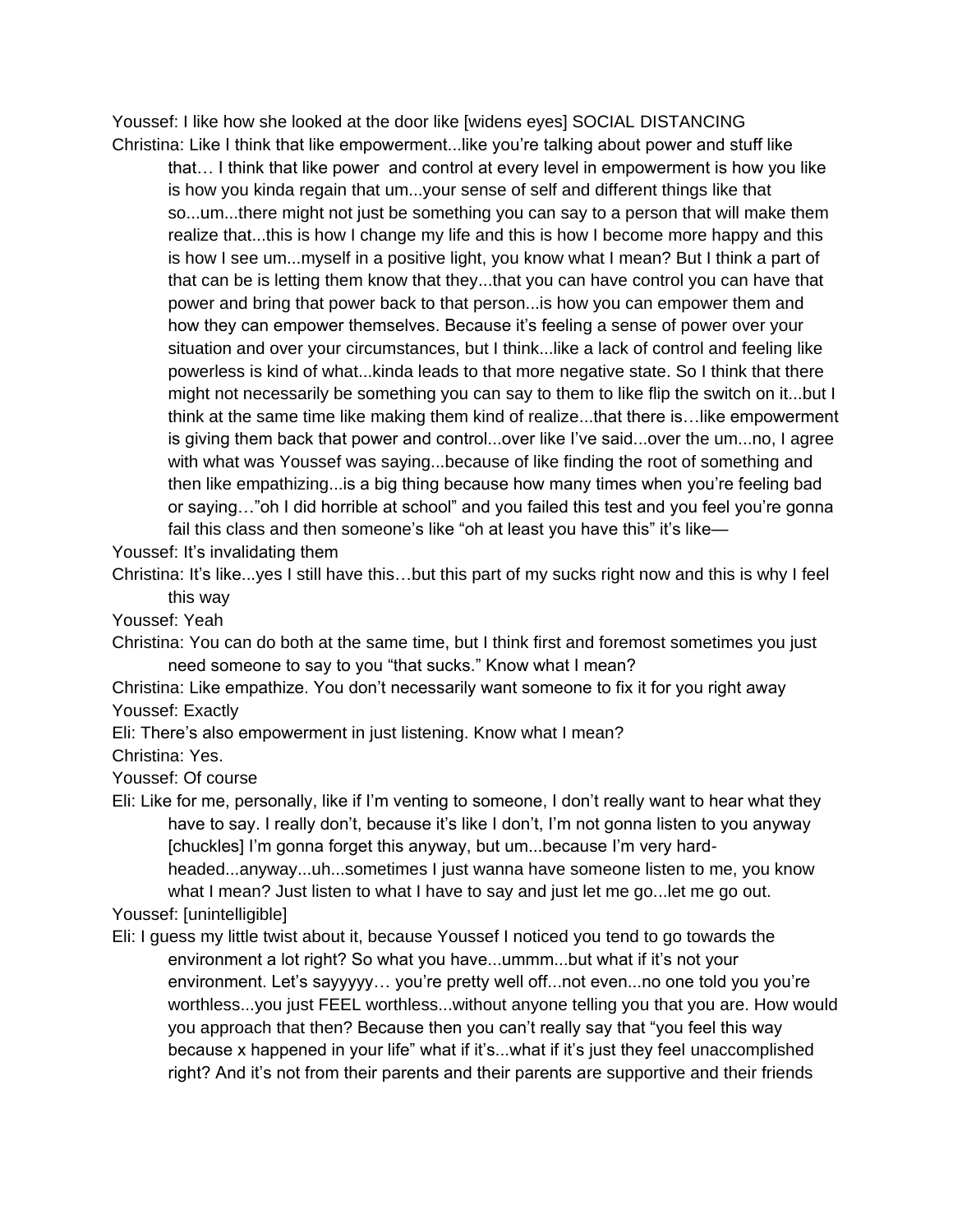Youssef: I like how she looked at the door like [widens eyes] SOCIAL DISTANCING

Christina: Like I think that like empowerment...like you're talking about power and stuff like that… I think that like power and control at every level in empowerment is how you like is how you kinda regain that um...your sense of self and different things like that so...um...there might not just be something you can say to a person that will make them realize that...this is how I change my life and this is how I become more happy and this is how I see um...myself in a positive light, you know what I mean? But I think a part of that can be is letting them know that they...that you can have control you can have that power and bring that power back to that person...is how you can empower them and how they can empower themselves. Because it's feeling a sense of power over your situation and over your circumstances, but I think...like a lack of control and feeling like powerless is kind of what...kinda leads to that more negative state. So I think that there might not necessarily be something you can say to them to like flip the switch on it...but I think at the same time like making them kind of realize...that there is…like empowerment is giving them back that power and control...over like I've said...over the um...no, I agree with what was Youssef was saying...because of like finding the root of something and then like empathizing...is a big thing because how many times when you're feeling bad or saying…"oh I did horrible at school" and you failed this test and you feel you're gonna fail this class and then someone's like "oh at least you have this" it's like—

Youssef: It's invalidating them

Christina: It's like...yes I still have this…but this part of my sucks right now and this is why I feel this way

Youssef: Yeah

Christina: You can do both at the same time, but I think first and foremost sometimes you just need someone to say to you "that sucks." Know what I mean?

Christina: Like empathize. You don't necessarily want someone to fix it for you right away

Youssef: Exactly

Eli: There's also empowerment in just listening. Know what I mean?

Christina: Yes.

Youssef: Of course

Eli: Like for me, personally, like if I'm venting to someone, I don't really want to hear what they have to say. I really don't, because it's like I don't, I'm not gonna listen to you anyway [chuckles] I'm gonna forget this anyway, but um...because I'm very hard-headed...anyway...uh...sometimes I just wanna have someone listen to me, you know what I mean? Just listen to what I have to say and just let me go...let me go out.

Youssef: [unintelligible]

Eli: I guess my little twist about it, because Youssef I noticed you tend to go towards the environment a lot right? So what you have...ummm...but what if it's not your environment. Let's sayyyyy… you're pretty well off...not even...no one told you you're worthless...you just FEEL worthless...without anyone telling you that you are. How would you approach that then? Because then you can't really say that "you feel this way because x happened in your life" what if it's...what if it's just they feel unaccomplished right? And it's not from their parents and their parents are supportive and their friends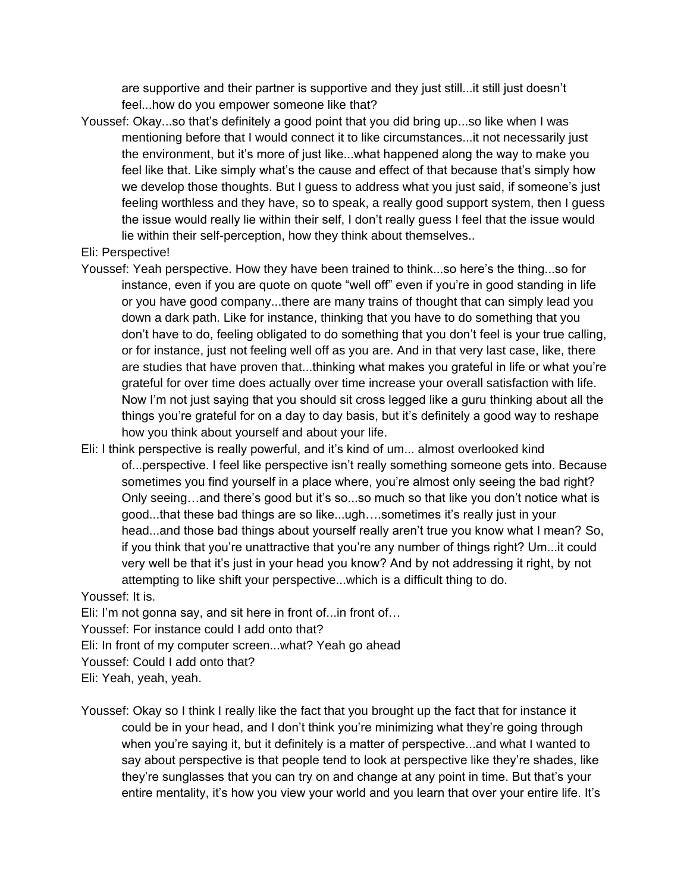are supportive and their partner is supportive and they just still...it still just doesn't feel...how do you empower someone like that?

Youssef: Okay...so that's definitely a good point that you did bring up...so like when I was mentioning before that I would connect it to like circumstances...it not necessarily just the environment, but it's more of just like...what happened along the way to make you feel like that. Like simply what's the cause and effect of that because that's simply how we develop those thoughts. But I guess to address what you just said, if someone's just feeling worthless and they have, so to speak, a really good support system, then I guess the issue would really lie within their self, I don't really guess I feel that the issue would lie within their self-perception, how they think about themselves..

Eli: Perspective!

Youssef: Yeah perspective. How they have been trained to think...so here's the thing...so for instance, even if you are quote on quote "well off" even if you're in good standing in life or you have good company...there are many trains of thought that can simply lead you down a dark path. Like for instance, thinking that you have to do something that you don't have to do, feeling obligated to do something that you don't feel is your true calling, or for instance, just not feeling well off as you are. And in that very last case, like, there are studies that have proven that...thinking what makes you grateful in life or what you're grateful for over time does actually over time increase your overall satisfaction with life. Now I'm not just saying that you should sit cross legged like a guru thinking about all the things you're grateful for on a day to day basis, but it's definitely a good way to reshape how you think about yourself and about your life.

Eli: I think perspective is really powerful, and it's kind of um... almost overlooked kind of...perspective. I feel like perspective isn't really something someone gets into. Because sometimes you find yourself in a place where, you're almost only seeing the bad right? Only seeing…and there's good but it's so...so much so that like you don't notice what is good...that these bad things are so like...ugh….sometimes it's really just in your head...and those bad things about yourself really aren't true you know what I mean? So, if you think that you're unattractive that you're any number of things right? Um...it could very well be that it's just in your head you know? And by not addressing it right, by not attempting to like shift your perspective...which is a difficult thing to do.

Youssef: It is.

Eli: I'm not gonna say, and sit here in front of...in front of…

Youssef: For instance could I add onto that?

Eli: In front of my computer screen...what? Yeah go ahead

Youssef: Could I add onto that?

Eli: Yeah, yeah, yeah.

Youssef: Okay so I think I really like the fact that you brought up the fact that for instance it could be in your head, and I don't think you're minimizing what they're going through when you're saying it, but it definitely is a matter of perspective...and what I wanted to say about perspective is that people tend to look at perspective like they're shades, like they're sunglasses that you can try on and change at any point in time. But that's your entire mentality, it's how you view your world and you learn that over your entire life. It's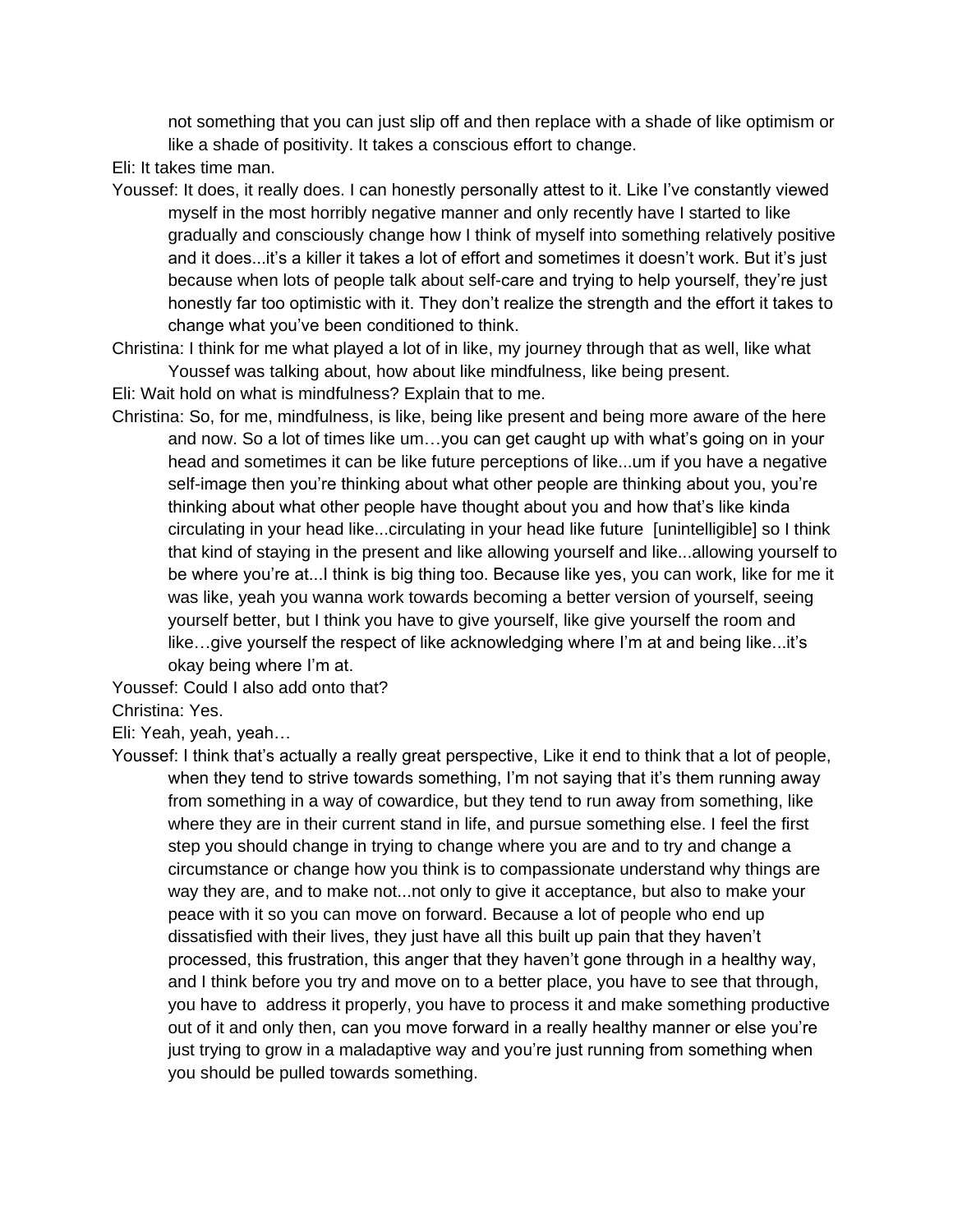not something that you can just slip off and then replace with a shade of like optimism or like a shade of positivity. It takes a conscious effort to change.

Eli: It takes time man.

Youssef: It does, it really does. I can honestly personally attest to it. Like I've constantly viewed myself in the most horribly negative manner and only recently have I started to like gradually and consciously change how I think of myself into something relatively positive and it does...it's a killer it takes a lot of effort and sometimes it doesn't work. But it's just because when lots of people talk about self-care and trying to help yourself, they're just honestly far too optimistic with it. They don't realize the strength and the effort it takes to change what you've been conditioned to think.

Christina: I think for me what played a lot of in like, my journey through that as well, like what Youssef was talking about, how about like mindfulness, like being present.

Eli: Wait hold on what is mindfulness? Explain that to me.

Christina: So, for me, mindfulness, is like, being like present and being more aware of the here and now. So a lot of times like um…you can get caught up with what's going on in your head and sometimes it can be like future perceptions of like...um if you have a negative self-image then you're thinking about what other people are thinking about you, you're thinking about what other people have thought about you and how that's like kinda circulating in your head like...circulating in your head like future [unintelligible] so I think that kind of staying in the present and like allowing yourself and like...allowing yourself to be where you're at...I think is big thing too. Because like yes, you can work, like for me it was like, yeah you wanna work towards becoming a better version of yourself, seeing yourself better, but I think you have to give yourself, like give yourself the room and like…give yourself the respect of like acknowledging where I'm at and being like...it's okay being where I'm at.

Youssef: Could I also add onto that?

Christina: Yes.

Eli: Yeah, yeah, yeah…

Youssef: I think that's actually a really great perspective, Like it end to think that a lot of people, when they tend to strive towards something, I'm not saying that it's them running away from something in a way of cowardice, but they tend to run away from something, like where they are in their current stand in life, and pursue something else. I feel the first step you should change in trying to change where you are and to try and change a circumstance or change how you think is to compassionate understand why things are way they are, and to make not...not only to give it acceptance, but also to make your peace with it so you can move on forward. Because a lot of people who end up dissatisfied with their lives, they just have all this built up pain that they haven't processed, this frustration, this anger that they haven't gone through in a healthy way, and I think before you try and move on to a better place, you have to see that through, you have to address it properly, you have to process it and make something productive out of it and only then, can you move forward in a really healthy manner or else you're just trying to grow in a maladaptive way and you're just running from something when you should be pulled towards something.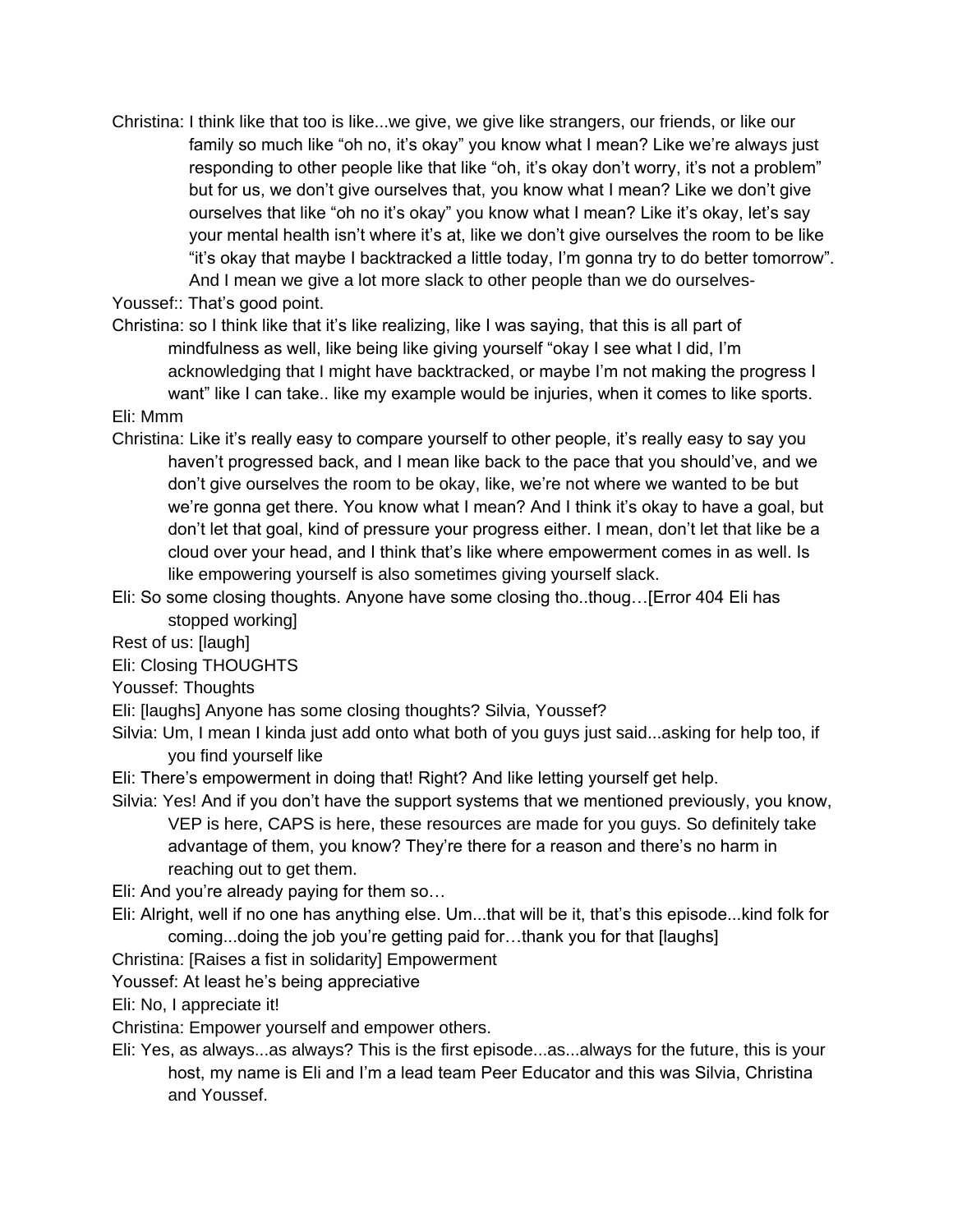Christina: I think like that too is like...we give, we give like strangers, our friends, or like our family so much like "oh no, it's okay" you know what I mean? Like we're always just responding to other people like that like "oh, it's okay don't worry, it's not a problem" but for us, we don't give ourselves that, you know what I mean? Like we don't give ourselves that like "oh no it's okay" you know what I mean? Like it's okay, let's say your mental health isn't where it's at, like we don't give ourselves the room to be like "it's okay that maybe I backtracked a little today, I'm gonna try to do better tomorrow". And I mean we give a lot more slack to other people than we do ourselves-

Youssef:: That's good point.

Christina: so I think like that it's like realizing, like I was saying, that this is all part of mindfulness as well, like being like giving yourself "okay I see what I did, I'm acknowledging that I might have backtracked, or maybe I'm not making the progress I want" like I can take.. like my example would be injuries, when it comes to like sports.

Eli: Mmm

Christina: Like it's really easy to compare yourself to other people, it's really easy to say you haven't progressed back, and I mean like back to the pace that you should've, and we don't give ourselves the room to be okay, like, we're not where we wanted to be but we're gonna get there. You know what I mean? And I think it's okay to have a goal, but don't let that goal, kind of pressure your progress either. I mean, don't let that like be a cloud over your head, and I think that's like where empowerment comes in as well. Is like empowering yourself is also sometimes giving yourself slack.

Eli: So some closing thoughts. Anyone have some closing tho..thoug…[Error 404 Eli has stopped working]

Rest of us: [laugh]

Eli: Closing THOUGHTS

Youssef: Thoughts

Eli: [laughs] Anyone has some closing thoughts? Silvia, Youssef?

Silvia: Um, I mean I kinda just add onto what both of you guys just said...asking for help too, if you find yourself like

Eli: There's empowerment in doing that! Right? And like letting yourself get help.

Silvia: Yes! And if you don't have the support systems that we mentioned previously, you know, VEP is here, CAPS is here, these resources are made for you guys. So definitely take advantage of them, you know? They're there for a reason and there's no harm in reaching out to get them.

Eli: And you're already paying for them so…

Eli: Alright, well if no one has anything else. Um...that will be it, that's this episode...kind folk for coming...doing the job you're getting paid for…thank you for that [laughs]

Christina: [Raises a fist in solidarity] Empowerment

Youssef: At least he's being appreciative

Eli: No, I appreciate it!

Christina: Empower yourself and empower others.

Eli: Yes, as always...as always? This is the first episode...as...always for the future, this is your host, my name is Eli and I'm a lead team Peer Educator and this was Silvia, Christina and Youssef.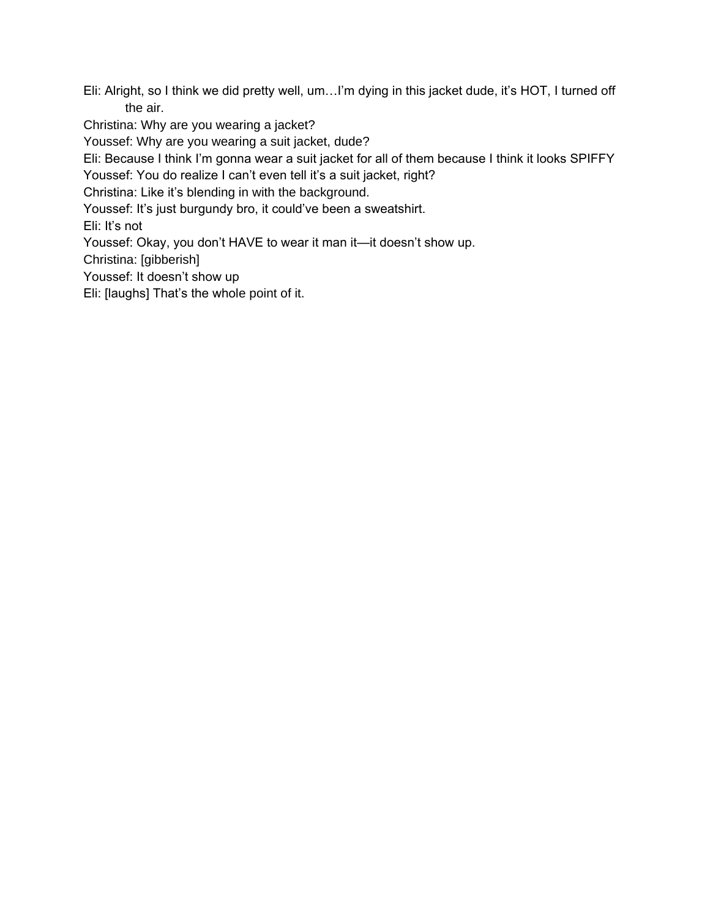Eli: Alright, so I think we did pretty well, um…I'm dying in this jacket dude, it's HOT, I turned off the air.

Christina: Why are you wearing a jacket?

Youssef: Why are you wearing a suit jacket, dude?

Eli: Because I think I'm gonna wear a suit jacket for all of them because I think it looks SPIFFY

Youssef: You do realize I can't even tell it's a suit jacket, right?

Christina: Like it's blending in with the background.

Youssef: It's just burgundy bro, it could've been a sweatshirt.

Eli: It's not

Youssef: Okay, you don't HAVE to wear it man it—it doesn't show up.

Christina: [gibberish]

Youssef: It doesn't show up

Eli: [laughs] That's the whole point of it.